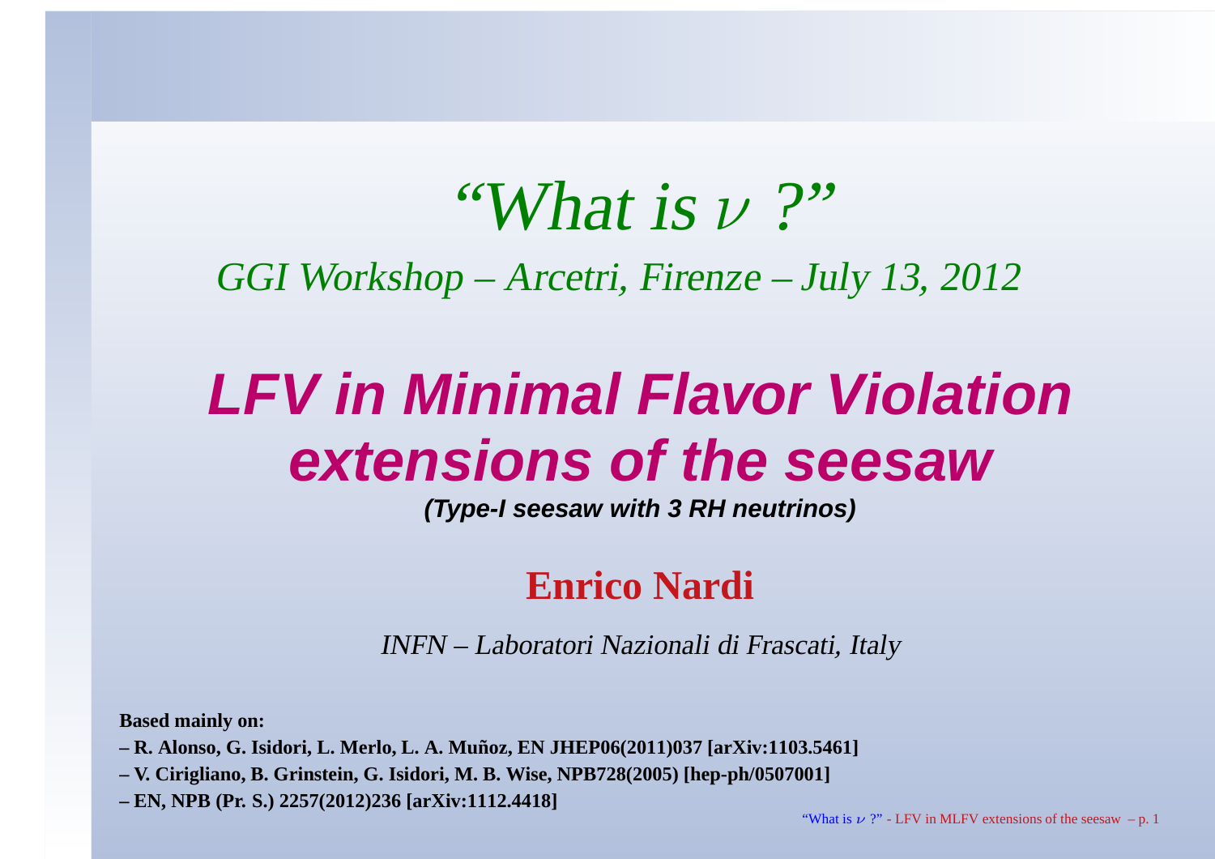*“What is $\nu$ ?”*

*GGI Workshop – Arcetri, Firenze – July 13, 2012*

# *LFV in Minimal Flavor Violation extensions of the seesaw*

***(Type-I seesaw with 3 RH neutrinos)***

**Enrico Nardi**

*INFN – Laboratori Nazionali di Frascati, Italy*

**Based mainly on:**

**– R. Alonso, G. Isidori, L. Merlo, L. A. Muñoz, EN JHEP06(2011)037 [arXiv:1103.5461]**

**– V. Cirigliano, B. Grinstein, G. Isidori, M. B. Wise, NPB728(2005) [hep-ph/0507001]**

**– EN, NPB (Pr. S.) 2257(2012)236 [arXiv:1112.4418]**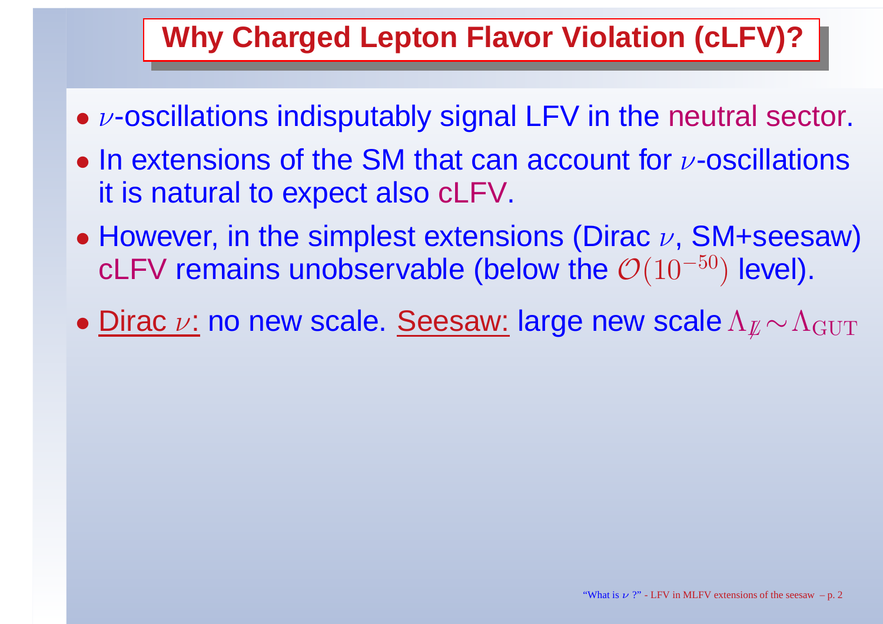# Why Charged Lepton Flavor Violation (cLFV)?

- $\nu$-oscillations indisputably signal LFV in the neutral sector.
- In extensions of the SM that can account for $\nu$-oscillations it is natural to expect also cLFV.
- However, in the simplest extensions (Dirac $\nu$, SM+seesaw) cLFV remains unobservable (below the $\mathcal{O}(10^{-50})$ level).
- Dirac $\nu$: no new scale. Seesaw: large new scale $\Lambda_{\not{L}} \sim \Lambda_{\rm GUT}$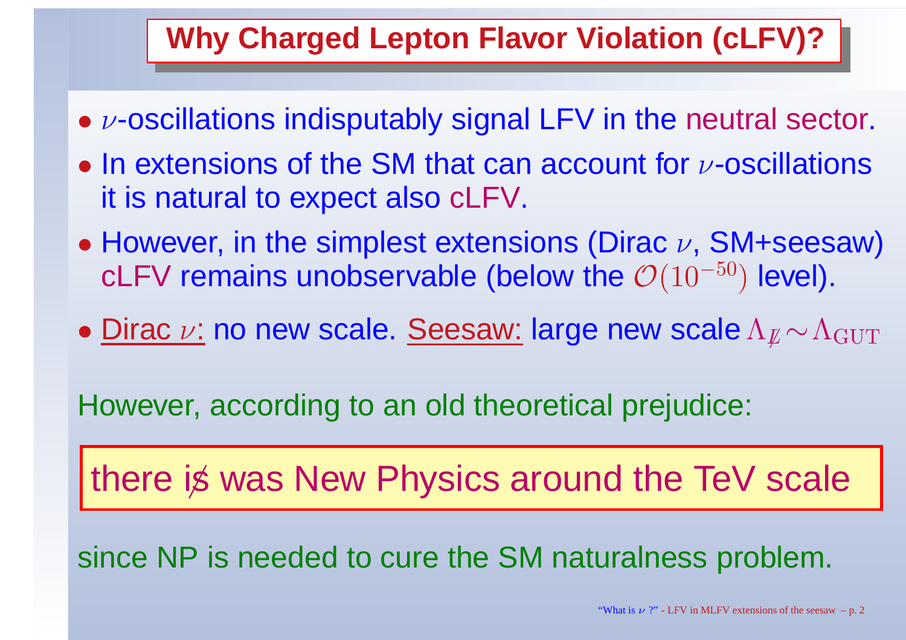# Why Charged Lepton Flavor Violation (cLFV)?

- $\nu$-oscillations indisputably signal LFV in the neutral sector.
- In extensions of the SM that can account for $\nu$-oscillations it is natural to expect also cLFV.
- However, in the simplest extensions (Dirac $\nu$, SM+seesaw) cLFV remains unobservable (below the $\mathcal{O}(10^{-50})$ level).
- Dirac $\nu$: no new scale. Seesaw: large new scale $\Lambda_{\not{L}} \sim \Lambda_{\rm GUT}$

However, according to an old theoretical prejudice:

> there i~~s~~ was New Physics around the TeV scale

since NP is needed to cure the SM naturalness problem.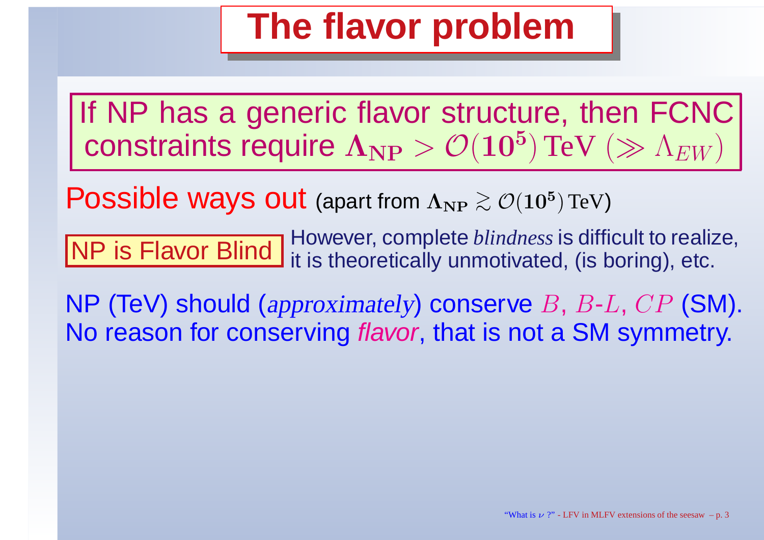# The flavor problem

If NP has a generic flavor structure, then FCNC constraints require $\boldsymbol{\Lambda_{\mathrm{NP}}} > \mathcal{O}(\mathbf{10^5})\,\mathrm{TeV}\ (\gg \Lambda_{EW})$

Possible ways out (apart from $\boldsymbol{\Lambda_{\mathrm{NP}}} \gtrsim \mathcal{O}(\mathbf{10^5})\,\mathrm{TeV}$)

**NP is Flavor Blind** However, complete *blindness* is difficult to realize, it is theoretically unmotivated, (is boring), etc.

NP (TeV) should (*approximately*) conserve $B$, $B$-$L$, $CP$ (SM). No reason for conserving *flavor*, that is not a SM symmetry.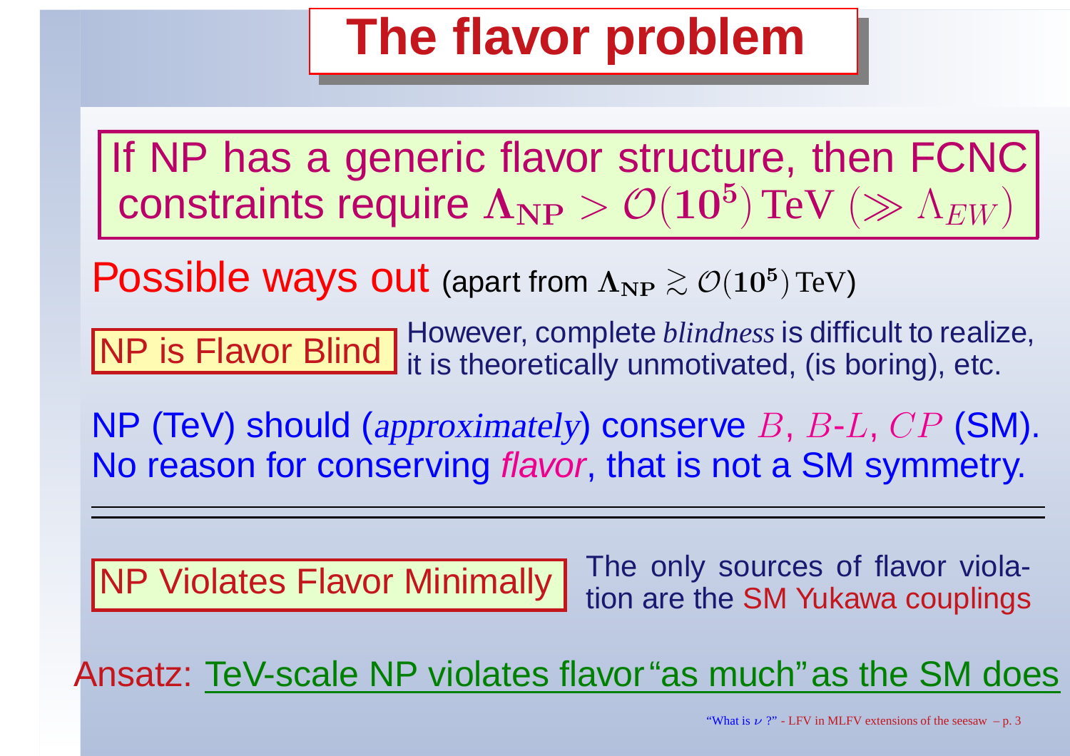# The flavor problem

If NP has a generic flavor structure, then FCNC constraints require $\Lambda_{\mathbf{NP}} > \mathcal{O}(\mathbf{10^5})\,\mathrm{TeV}$ $(\gg \Lambda_{EW})$

Possible ways out (apart from $\Lambda_{\mathbf{NP}} \gtrsim \mathcal{O}(\mathbf{10^5})\,\mathrm{TeV}$)

**NP is Flavor Blind** — However, complete *blindness* is difficult to realize, it is theoretically unmotivated, (is boring), etc.

NP (TeV) should (*approximately*) conserve $B$, $B$-$L$, $CP$ (SM).
No reason for conserving *flavor*, that is not a SM symmetry.

---

**NP Violates Flavor Minimally** — The only sources of flavor violation are the SM Yukawa couplings

Ansatz: TeV-scale NP violates flavor "as much" as the SM does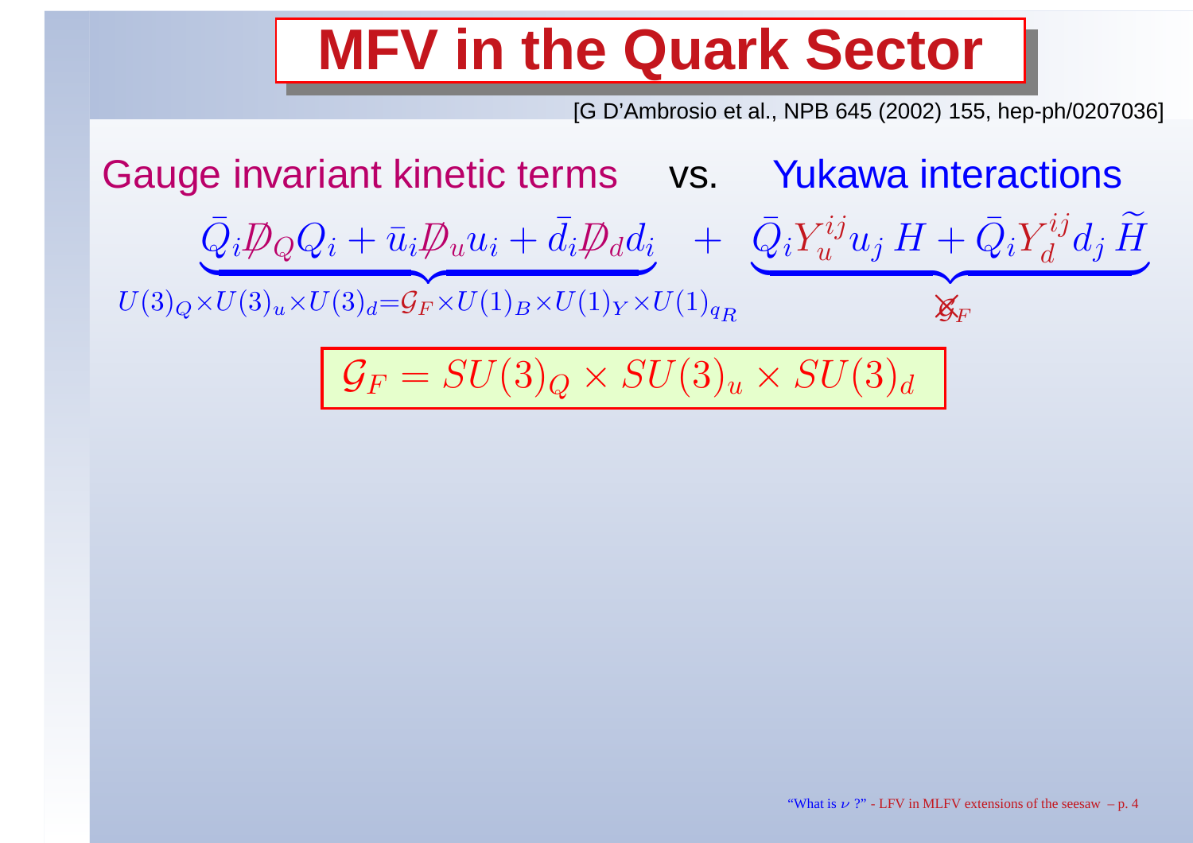# MFV in the Quark Sector

[G D'Ambrosio et al., NPB 645 (2002) 155, hep-ph/0207036]

Gauge invariant kinetic terms vs. Yukawa interactions

$$\underbrace{\bar{Q}_i \not{D}_Q Q_i + \bar{u}_i \not{D}_u u_i + \bar{d}_i \not{D}_d d_i}_{U(3)_Q \times U(3)_u \times U(3)_d = \mathcal{G}_F \times U(1)_B \times U(1)_Y \times U(1)_{q_R}} \; + \; \underbrace{\bar{Q}_i Y_u^{ij} u_j \, H + \bar{Q}_i Y_d^{ij} d_j \, \widetilde{H}}_{\not{\mathcal{G}}_F}$$

$$\boxed{\mathcal{G}_F = SU(3)_Q \times SU(3)_u \times SU(3)_d}$$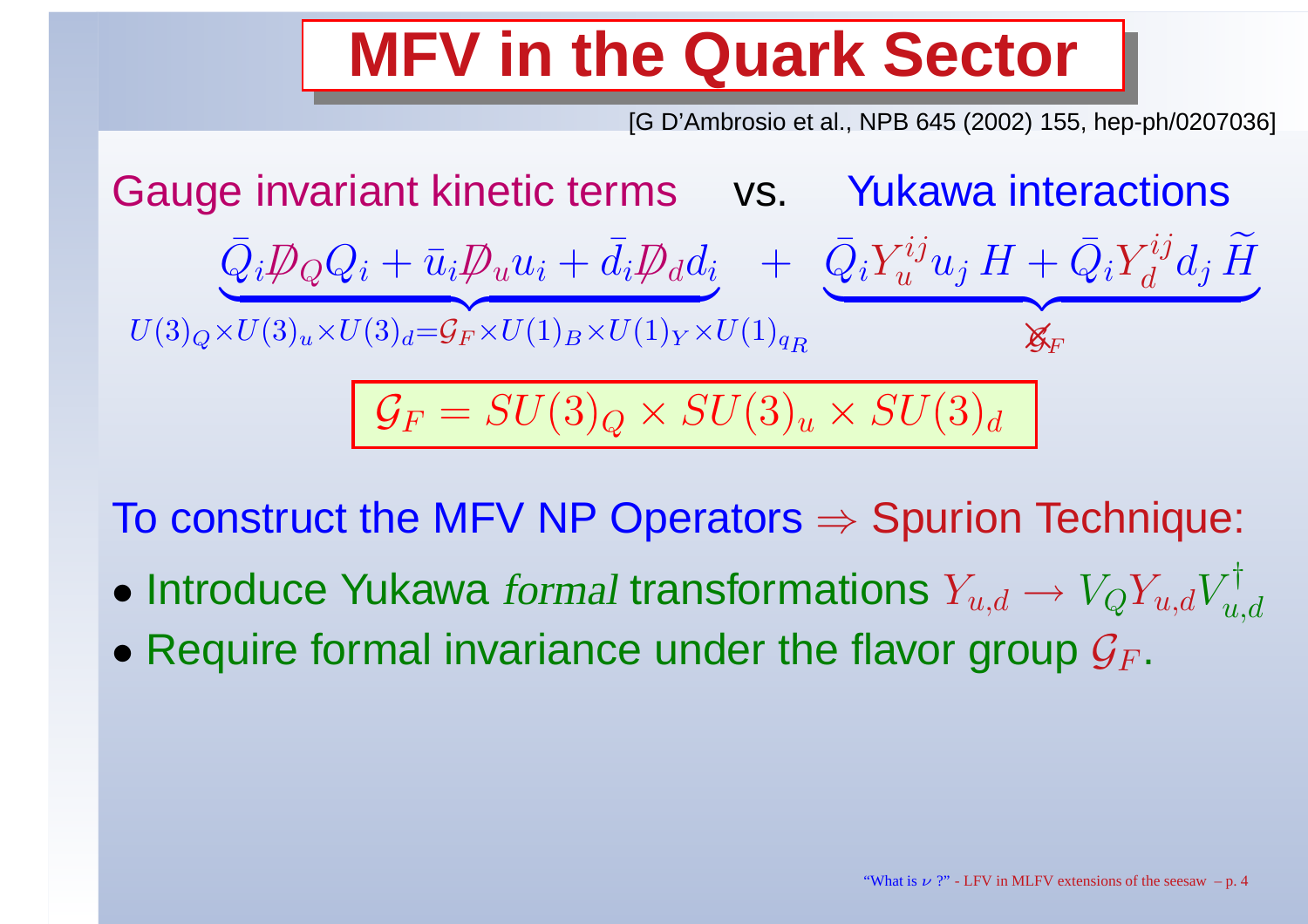# MFV in the Quark Sector

[G D'Ambrosio et al., NPB 645 (2002) 155, hep-ph/0207036]

Gauge invariant kinetic terms vs. Yukawa interactions

$$\underbrace{\bar{Q}_i \not{D}_Q Q_i + \bar{u}_i \not{D}_u u_i + \bar{d}_i \not{D}_d d_i}_{U(3)_Q \times U(3)_u \times U(3)_d = \mathcal{G}_F \times U(1)_B \times U(1)_Y \times U(1)_{q_R}} + \underbrace{\bar{Q}_i Y_u^{ij} u_j \, H + \bar{Q}_i Y_d^{ij} d_j \, \widetilde{H}}_{\not{\mathcal{G}}_F}$$

$$\boxed{\mathcal{G}_F = SU(3)_Q \times SU(3)_u \times SU(3)_d}$$

To construct the MFV NP Operators $\Rightarrow$ Spurion Technique:

- Introduce Yukawa *formal* transformations $Y_{u,d} \to V_Q Y_{u,d} V_{u,d}^\dagger$
- Require formal invariance under the flavor group $\mathcal{G}_F$.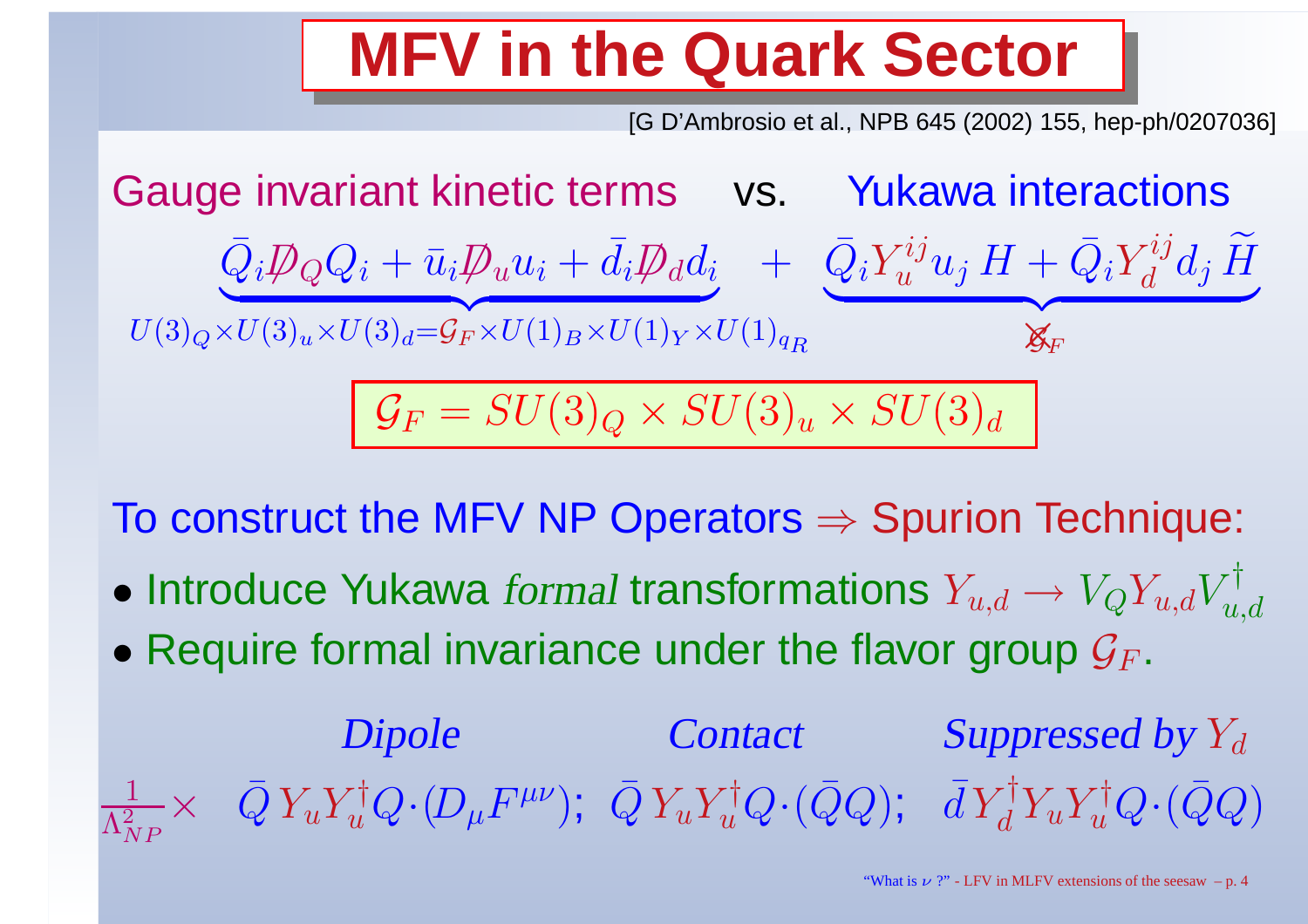# MFV in the Quark Sector

[G D'Ambrosio et al., NPB 645 (2002) 155, hep-ph/0207036]

Gauge invariant kinetic terms vs. Yukawa interactions

$$\underbrace{\bar{Q}_i \not{D}_Q Q_i + \bar{u}_i \not{D}_u u_i + \bar{d}_i \not{D}_d d_i}_{U(3)_Q \times U(3)_u \times U(3)_d = \mathcal{G}_F \times U(1)_B \times U(1)_Y \times U(1)_{q_R}} + \underbrace{\bar{Q}_i Y_u^{ij} u_j \, H + \bar{Q}_i Y_d^{ij} d_j \, \widetilde{H}}_{\not{\mathcal{G}}_F}$$

$$\mathcal{G}_F = SU(3)_Q \times SU(3)_u \times SU(3)_d$$

To construct the MFV NP Operators $\Rightarrow$ Spurion Technique:

- Introduce Yukawa *formal* transformations $Y_{u,d} \to V_Q Y_{u,d} V_{u,d}^\dagger$
- Require formal invariance under the flavor group $\mathcal{G}_F$.

| | *Dipole* | *Contact* | *Suppressed by $Y_d$* |
|---|---|---|---|
| $\frac{1}{\Lambda_{NP}^2} \times$ | $\bar{Q} \, Y_u Y_u^\dagger Q \cdot (D_\mu F^{\mu\nu})$; | $\bar{Q} \, Y_u Y_u^\dagger Q \cdot (\bar{Q} Q)$; | $\bar{d} Y_d^\dagger Y_u Y_u^\dagger Q \cdot (\bar{Q} Q)$ |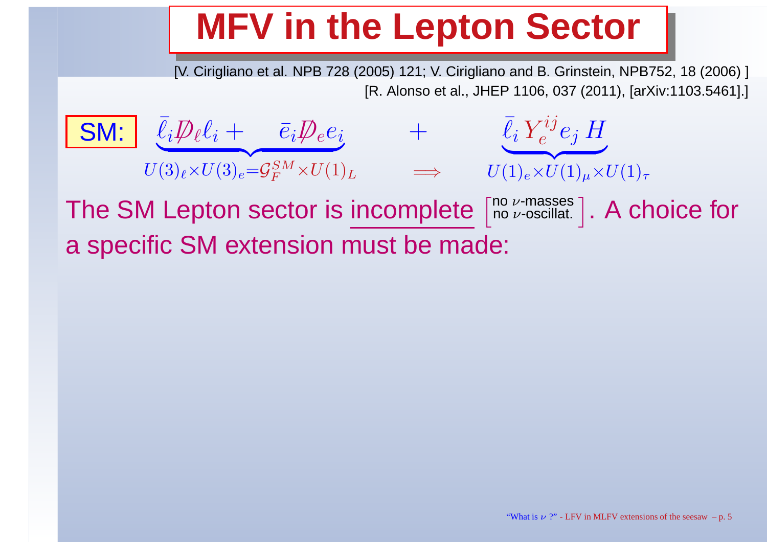# MFV in the Lepton Sector

[V. Cirigliano et al. NPB 728 (2005) 121; V. Cirigliano and B. Grinstein, NPB752, 18 (2006) ]
[R. Alonso et al., JHEP 1106, 037 (2011), [arXiv:1103.5461].]

**SM:**

$$\underbrace{\bar{\ell}_i \not{D}_\ell \ell_i + \quad \bar{e}_i \not{D}_e e_i}_{U(3)_\ell \times U(3)_e = \mathcal{G}_F^{SM} \times U(1)_L} \quad + \quad \underbrace{\bar{\ell}_i \, Y_e^{ij} e_j \, H}_{U(1)_e \times U(1)_\mu \times U(1)_\tau} \qquad \Longrightarrow$$

The SM Lepton sector is incomplete $\left[\begin{smallmatrix}\text{no } \nu\text{-masses} \\ \text{no } \nu\text{-oscillat.}\end{smallmatrix}\right]$. A choice for a specific SM extension must be made: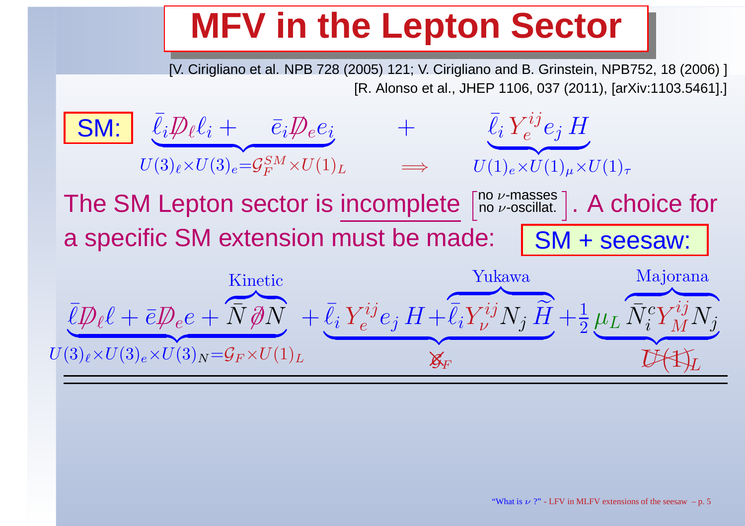# MFV in the Lepton Sector

[V. Cirigliano et al. NPB 728 (2005) 121; V. Cirigliano and B. Grinstein, NPB752, 18 (2006) ]
[R. Alonso et al., JHEP 1106, 037 (2011), [arXiv:1103.5461].]

**SM:**

$$\underbrace{\bar{\ell}_i \not{D}_\ell \ell_i + \bar{e}_i \not{D}_e e_i}_{U(3)_\ell \times U(3)_e = \mathcal{G}_F^{SM} \times U(1)_L} \quad + \quad \underbrace{\bar{\ell}_i \, Y_e^{ij} e_j \, H}_{U(1)_e \times U(1)_\mu \times U(1)_\tau} \qquad \Longrightarrow$$

The SM Lepton sector is incomplete [no $\nu$-masses, no $\nu$-oscillat.]. A choice for a specific SM extension must be made: **SM + seesaw:**

$$\underbrace{\bar{\ell} \not{D}_\ell \ell + \bar{e} \not{D}_e e + \overbrace{\bar{N} \not{\partial} N}^{\text{Kinetic}}}_{U(3)_\ell \times U(3)_e \times U(3)_N = \mathcal{G}_F \times U(1)_L} + \underbrace{\bar{\ell}_i \, Y_e^{ij} e_j \, H + \overbrace{\bar{\ell}_i Y_\nu^{ij} N_j \, \widetilde{H}}^{\text{Yukawa}}}_{\not{\mathcal{G}}_F} + \frac{1}{2} \, \mu_L \underbrace{\overbrace{\bar{N}_i^c Y_M^{ij} N_j}^{\text{Majorana}}}_{\not{U(1)}_L}$$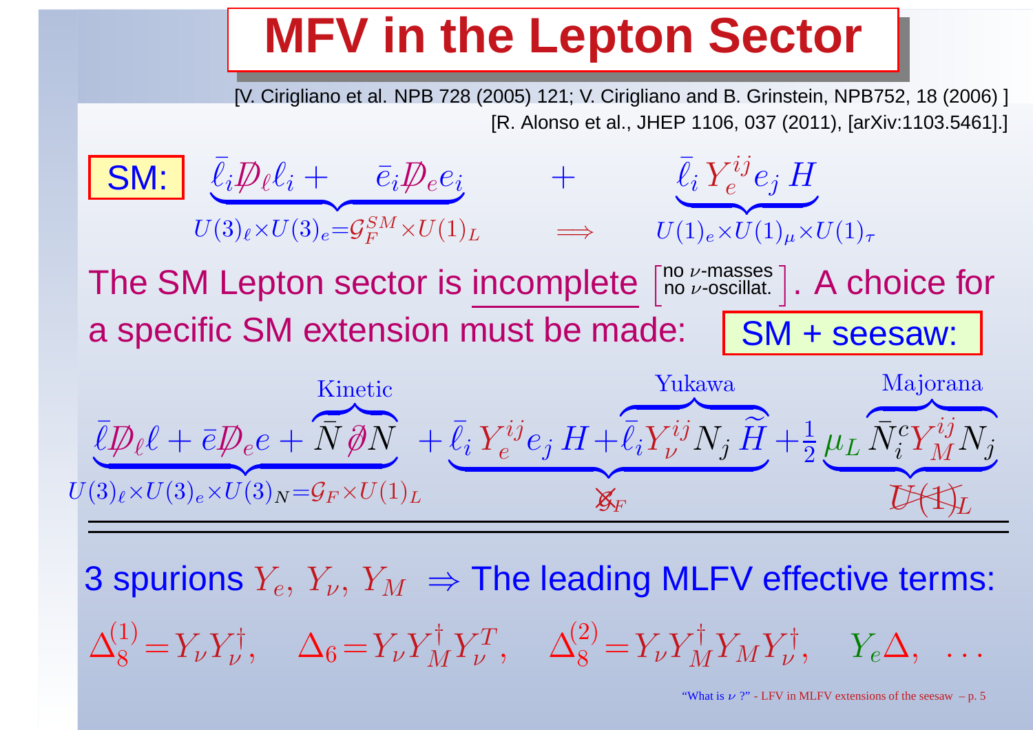# MFV in the Lepton Sector

[V. Cirigliano et al. NPB 728 (2005) 121; V. Cirigliano and B. Grinstein, NPB752, 18 (2006) ]
[R. Alonso et al., JHEP 1106, 037 (2011), [arXiv:1103.5461].]

**SM:**

$$\underbrace{\bar{\ell}_i \not{D}_\ell \ell_i + \quad \bar{e}_i \not{D}_e e_i}_{U(3)_\ell \times U(3)_e = \mathcal{G}_F^{SM} \times U(1)_L} \quad + \quad \underbrace{\bar{\ell}_i \, Y_e^{ij} e_j \, H}_{U(1)_e \times U(1)_\mu \times U(1)_\tau} \qquad \Longrightarrow$$

The SM Lepton sector is incomplete $\left[\begin{array}{l}\text{no } \nu\text{-masses} \\ \text{no } \nu\text{-oscillat.}\end{array}\right]$. A choice for a specific SM extension must be made: **SM + seesaw:**

$$\underbrace{\bar{\ell} \not{D}_\ell \ell + \bar{e} \not{D}_e e + \overbrace{\bar{N} \not{\partial} N}^{\text{Kinetic}}}_{U(3)_\ell \times U(3)_e \times U(3)_N = \mathcal{G}_F \times U(1)_L} + \underbrace{\bar{\ell}_i \, Y_e^{ij} e_j \, H + \overbrace{\bar{\ell}_i Y_\nu^{ij} N_j \, \widetilde{H}}^{\text{Yukawa}}}_{\not{\mathcal{G}}_F} + \frac{1}{2} \mu_L \underbrace{\overbrace{\bar{N}_i^c Y_M^{ij} N_j}^{\text{Majorana}}}_{\not{U}(1)_L}$$

3 spurions $Y_e, \, Y_\nu, \, Y_M$ $\Rightarrow$ The leading MLFV effective terms:

$$\Delta_8^{(1)} = Y_\nu Y_\nu^\dagger, \quad \Delta_6 = Y_\nu Y_M^\dagger Y_\nu^T, \quad \Delta_8^{(2)} = Y_\nu Y_M^\dagger Y_M Y_\nu^\dagger, \quad Y_e \Delta, \quad \ldots$$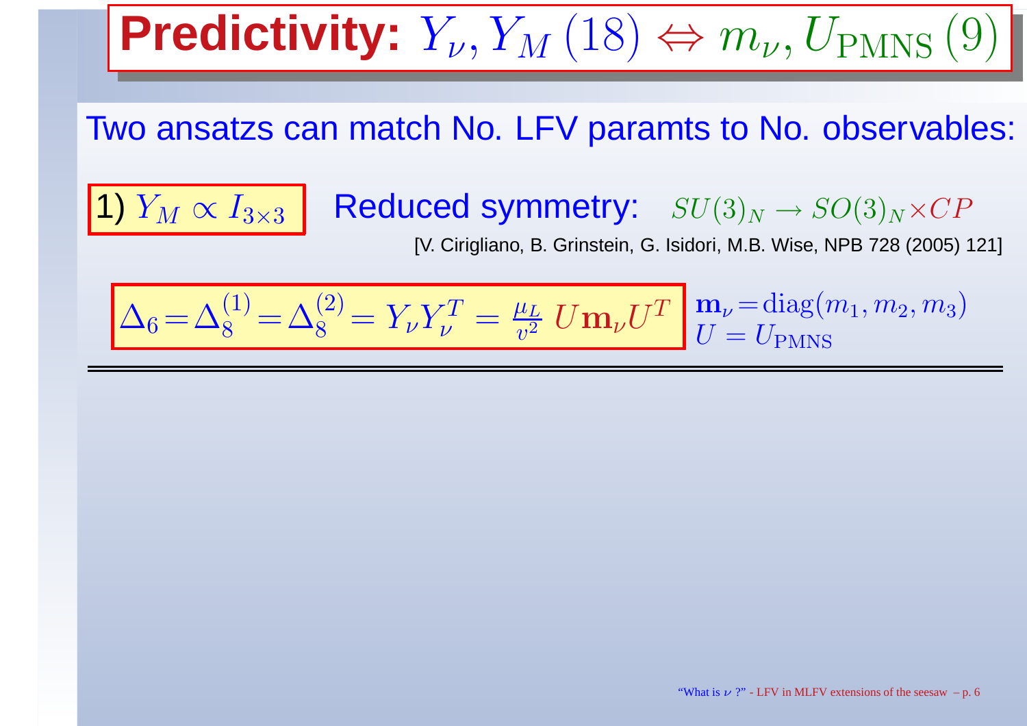# **Predictivity:** $Y_\nu, Y_M\,(18) \Leftrightarrow m_\nu, U_{\rm PMNS}\,(9)$

Two ansatzs can match No. LFV paramts to No. observables:

1) $Y_M \propto I_{3\times 3}$ Reduced symmetry: $SU(3)_N \to SO(3)_N \times CP$

[V. Cirigliano, B. Grinstein, G. Isidori, M.B. Wise, NPB 728 (2005) 121]

$$\Delta_6 = \Delta_8^{(1)} = \Delta_8^{(2)} = Y_\nu Y_\nu^T = \frac{\mu_L}{v^2}\; U \mathbf{m}_\nu U^T \qquad \begin{array}{l} \mathbf{m}_\nu = \mathrm{diag}(m_1, m_2, m_3) \\ U = U_{\rm PMNS} \end{array}$$

---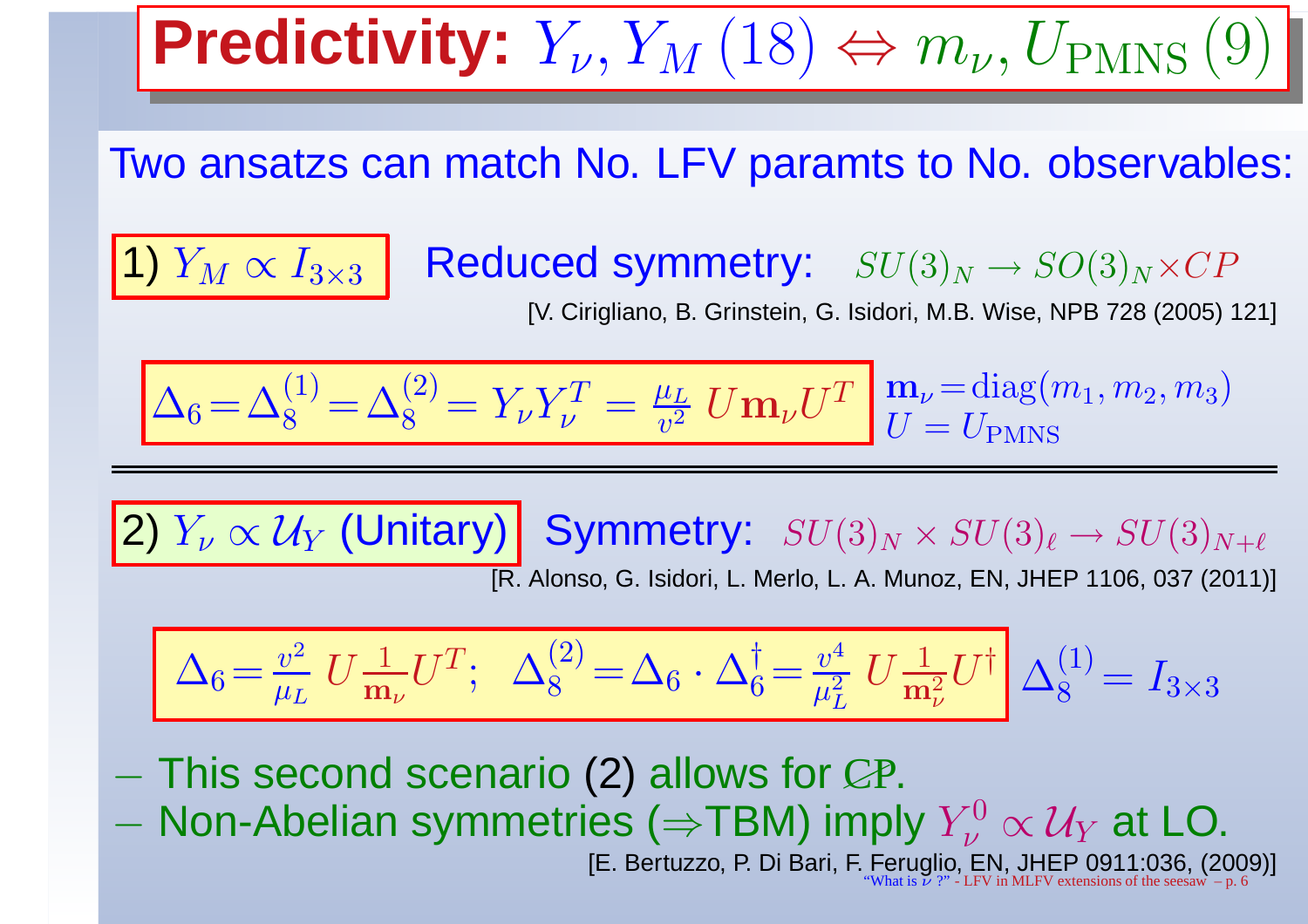# Predictivity: $Y_\nu, Y_M\,(18) \Leftrightarrow m_\nu, U_{\rm PMNS}\,(9)$

Two ansatzs can match No. LFV paramts to No. observables:

**1)** $Y_M \propto I_{3\times 3}$ Reduced symmetry: $SU(3)_N \to SO(3)_N \times CP$

[V. Cirigliano, B. Grinstein, G. Isidori, M.B. Wise, NPB 728 (2005) 121]

$$\Delta_6 = \Delta_8^{(1)} = \Delta_8^{(2)} = Y_\nu Y_\nu^T = \frac{\mu_L}{v^2}\, U \mathbf{m}_\nu U^T \qquad \mathbf{m}_\nu = \mathrm{diag}(m_1, m_2, m_3), \quad U = U_{\rm PMNS}$$

---

**2)** $Y_\nu \propto \mathcal{U}_Y$ (Unitary) Symmetry: $SU(3)_N \times SU(3)_\ell \to SU(3)_{N+\ell}$

[R. Alonso, G. Isidori, L. Merlo, L. A. Munoz, EN, JHEP 1106, 037 (2011)]

$$\Delta_6 = \frac{v^2}{\mu_L}\, U \frac{1}{\mathbf{m}_\nu} U^T; \quad \Delta_8^{(2)} = \Delta_6 \cdot \Delta_6^\dagger = \frac{v^4}{\mu_L^2}\, U \frac{1}{\mathbf{m}_\nu^2} U^\dagger \qquad \Delta_8^{(1)} = I_{3\times 3}$$

– This second scenario (2) allows for $\not{C}\not{P}$.

– Non-Abelian symmetries ($\Rightarrow$TBM) imply $Y_\nu^0 \propto \mathcal{U}_Y$ at LO.

[E. Bertuzzo, P. Di Bari, F. Feruglio, EN, JHEP 0911:036, (2009)]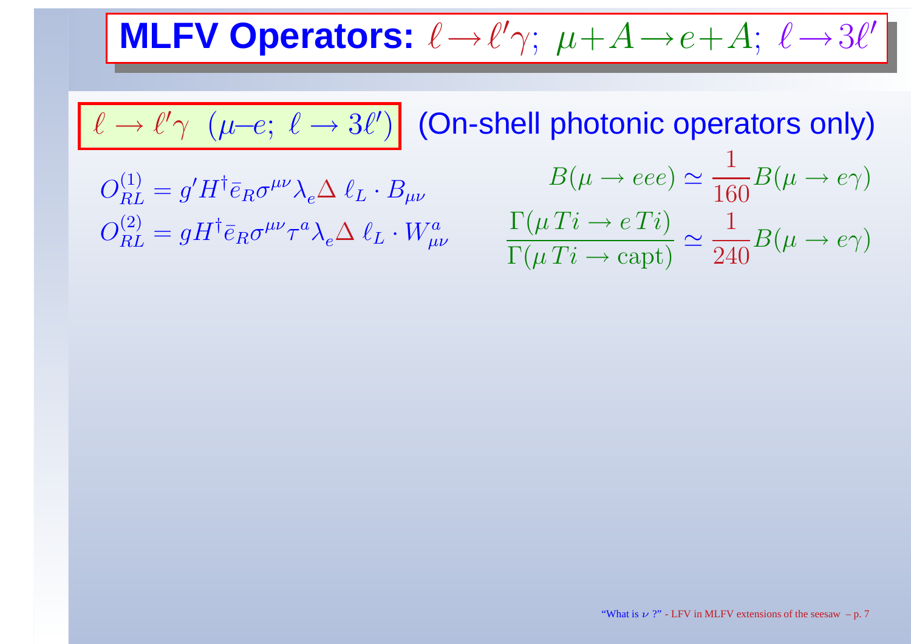# MLFV Operators: $\ell \to \ell'\gamma;\ \mu + A \to e + A;\ \ell \to 3\ell'$

## $\ell \to \ell'\gamma\ \ (\mu\text{–}e;\ \ell \to 3\ell')$ (On-shell photonic operators only)

$$O_{RL}^{(1)} = g' H^\dagger \bar{e}_R \sigma^{\mu\nu} \lambda_e \Delta\ \ell_L \cdot B_{\mu\nu}$$

$$O_{RL}^{(2)} = g H^\dagger \bar{e}_R \sigma^{\mu\nu} \tau^a \lambda_e \Delta\ \ell_L \cdot W_{\mu\nu}^a$$

$$B(\mu \to eee) \simeq \frac{1}{160} B(\mu \to e\gamma)$$

$$\frac{\Gamma(\mu\, Ti \to e\, Ti)}{\Gamma(\mu\, Ti \to \text{capt})} \simeq \frac{1}{240} B(\mu \to e\gamma)$$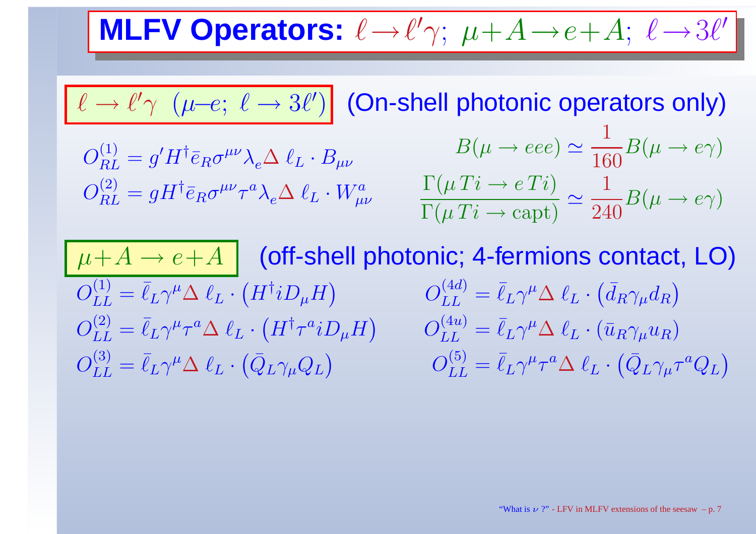# MLFV Operators: $\ell \to \ell'\gamma$; $\mu + A \to e + A$; $\ell \to 3\ell'$

## $\ell \to \ell'\gamma$ ($\mu$–$e$; $\ell \to 3\ell'$) (On-shell photonic operators only)

$$O_{RL}^{(1)} = g' H^\dagger \bar{e}_R \sigma^{\mu\nu} \lambda_e \Delta \, \ell_L \cdot B_{\mu\nu}$$

$$O_{RL}^{(2)} = g H^\dagger \bar{e}_R \sigma^{\mu\nu} \tau^a \lambda_e \Delta \, \ell_L \cdot W_{\mu\nu}^a$$

$$B(\mu \to eee) \simeq \frac{1}{160} B(\mu \to e\gamma)$$

$$\frac{\Gamma(\mu \, Ti \to e \, Ti)}{\Gamma(\mu \, Ti \to \text{capt})} \simeq \frac{1}{240} B(\mu \to e\gamma)$$

## $\mu + A \to e + A$ (off-shell photonic; 4-fermions contact, LO)

$$O_{LL}^{(1)} = \bar{\ell}_L \gamma^\mu \Delta \, \ell_L \cdot \left(H^\dagger i D_\mu H\right)$$

$$O_{LL}^{(2)} = \bar{\ell}_L \gamma^\mu \tau^a \Delta \, \ell_L \cdot \left(H^\dagger \tau^a i D_\mu H\right)$$

$$O_{LL}^{(3)} = \bar{\ell}_L \gamma^\mu \Delta \, \ell_L \cdot \left(\bar{Q}_L \gamma_\mu Q_L\right)$$

$$O_{LL}^{(4d)} = \bar{\ell}_L \gamma^\mu \Delta \, \ell_L \cdot \left(\bar{d}_R \gamma_\mu d_R\right)$$

$$O_{LL}^{(4u)} = \bar{\ell}_L \gamma^\mu \Delta \, \ell_L \cdot \left(\bar{u}_R \gamma_\mu u_R\right)$$

$$O_{LL}^{(5)} = \bar{\ell}_L \gamma^\mu \tau^a \Delta \, \ell_L \cdot \left(\bar{Q}_L \gamma_\mu \tau^a Q_L\right)$$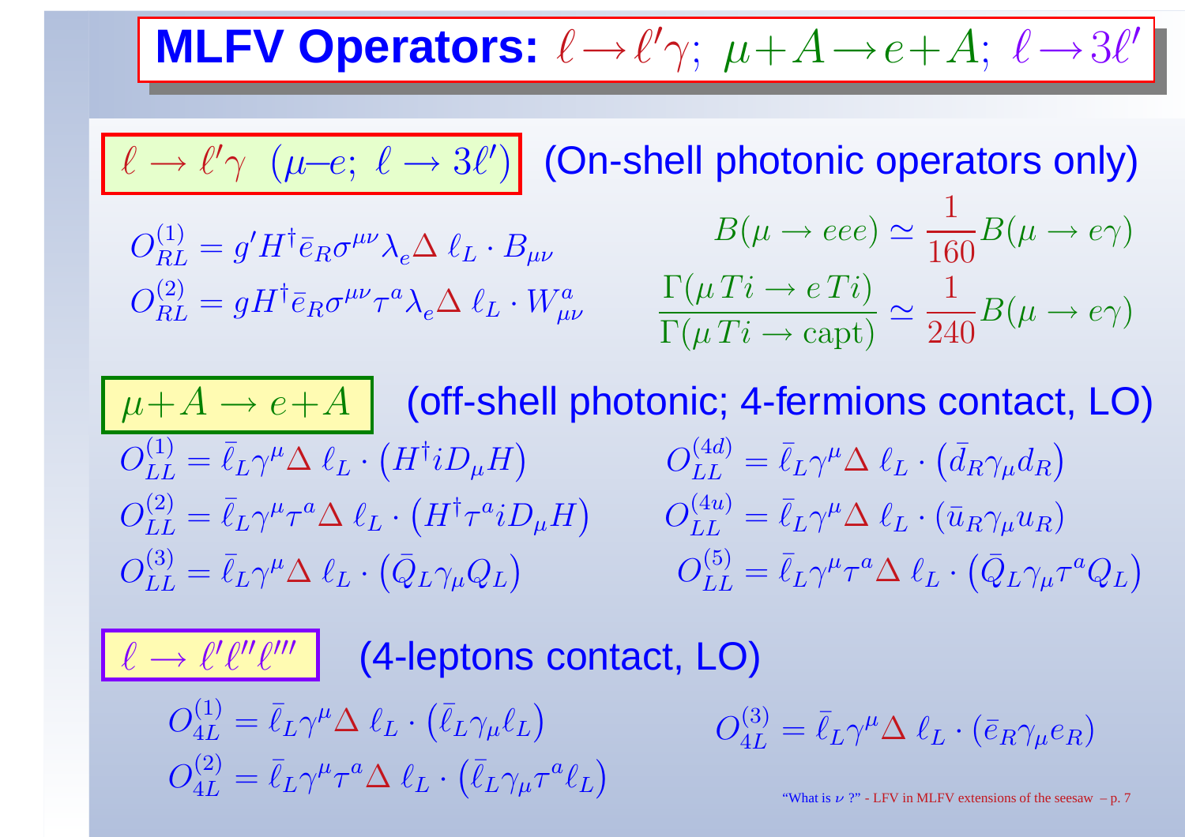# MLFV Operators: $\ell \to \ell' \gamma$; $\mu + A \to e + A$; $\ell \to 3\ell'$

## $\ell \to \ell'\gamma$ ($\mu$–$e$; $\ell \to 3\ell'$) (On-shell photonic operators only)

$$O_{RL}^{(1)} = g' H^\dagger \bar{e}_R \sigma^{\mu\nu} \lambda_e \Delta\, \ell_L \cdot B_{\mu\nu}$$

$$O_{RL}^{(2)} = g H^\dagger \bar{e}_R \sigma^{\mu\nu} \tau^a \lambda_e \Delta\, \ell_L \cdot W_{\mu\nu}^a$$

$$B(\mu \to eee) \simeq \frac{1}{160} B(\mu \to e\gamma)$$

$$\frac{\Gamma(\mu\, Ti \to e\, Ti)}{\Gamma(\mu\, Ti \to \text{capt})} \simeq \frac{1}{240} B(\mu \to e\gamma)$$

## $\mu + A \to e + A$ (off-shell photonic; 4-fermions contact, LO)

$$O_{LL}^{(1)} = \bar{\ell}_L \gamma^\mu \Delta\, \ell_L \cdot \left(H^\dagger i D_\mu H\right)$$

$$O_{LL}^{(2)} = \bar{\ell}_L \gamma^\mu \tau^a \Delta\, \ell_L \cdot \left(H^\dagger \tau^a i D_\mu H\right)$$

$$O_{LL}^{(3)} = \bar{\ell}_L \gamma^\mu \Delta\, \ell_L \cdot \left(\bar{Q}_L \gamma_\mu Q_L\right)$$

$$O_{LL}^{(4d)} = \bar{\ell}_L \gamma^\mu \Delta\, \ell_L \cdot \left(\bar{d}_R \gamma_\mu d_R\right)$$

$$O_{LL}^{(4u)} = \bar{\ell}_L \gamma^\mu \Delta\, \ell_L \cdot \left(\bar{u}_R \gamma_\mu u_R\right)$$

$$O_{LL}^{(5)} = \bar{\ell}_L \gamma^\mu \tau^a \Delta\, \ell_L \cdot \left(\bar{Q}_L \gamma_\mu \tau^a Q_L\right)$$

## $\ell \to \ell' \ell'' \ell'''$ (4-leptons contact, LO)

$$O_{4L}^{(1)} = \bar{\ell}_L \gamma^\mu \Delta\, \ell_L \cdot \left(\bar{\ell}_L \gamma_\mu \ell_L\right)$$

$$O_{4L}^{(2)} = \bar{\ell}_L \gamma^\mu \tau^a \Delta\, \ell_L \cdot \left(\bar{\ell}_L \gamma_\mu \tau^a \ell_L\right)$$

$$O_{4L}^{(3)} = \bar{\ell}_L \gamma^\mu \Delta\, \ell_L \cdot \left(\bar{e}_R \gamma_\mu e_R\right)$$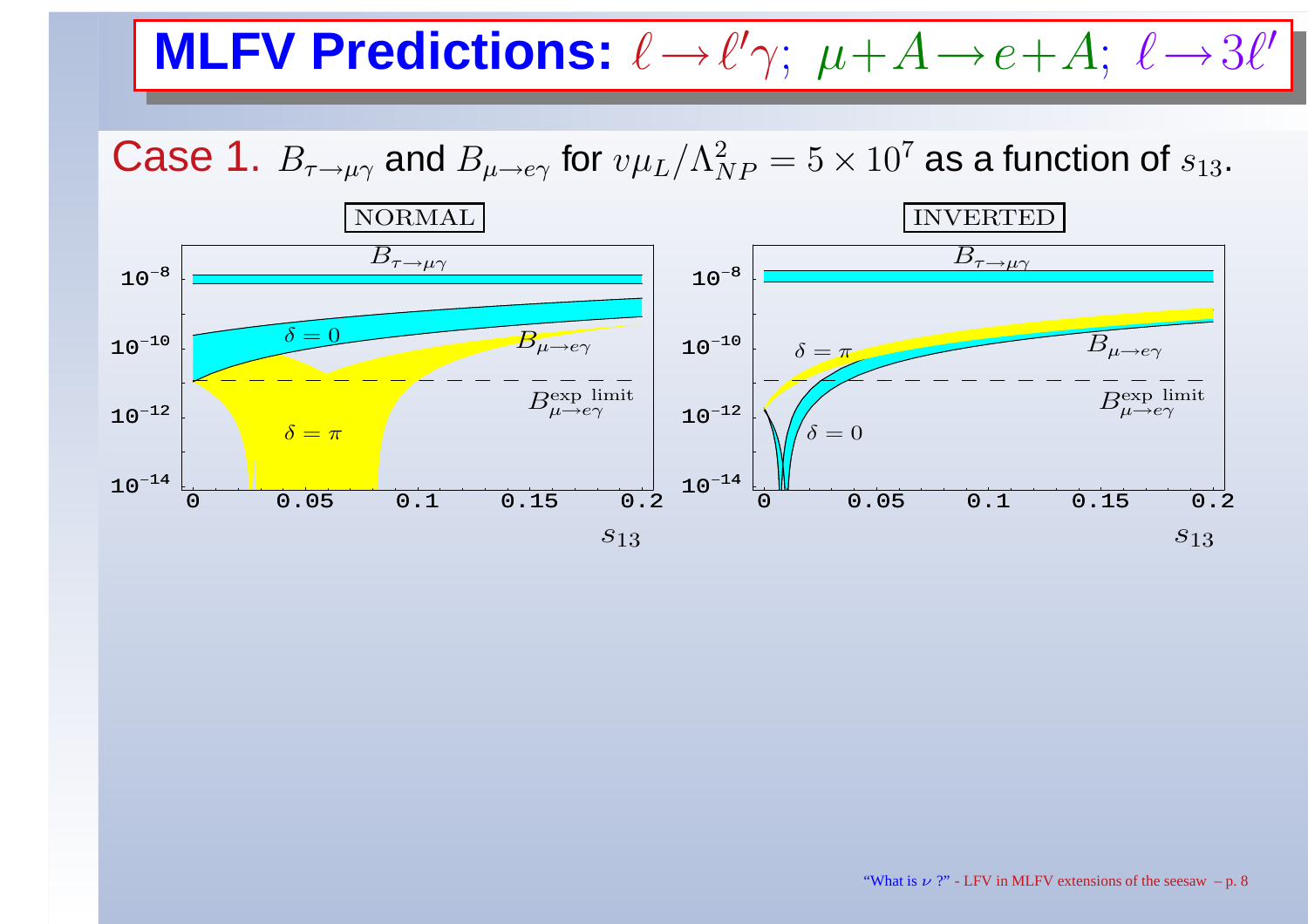# MLFV Predictions: $\ell \to \ell' \gamma$; $\mu + A \to e + A$; $\ell \to 3\ell'$

**Case 1.** $B_{\tau\to\mu\gamma}$ and $B_{\mu\to e\gamma}$ for $v\mu_L/\Lambda_{NP}^2 = 5\times 10^7$ as a function of $s_{13}$.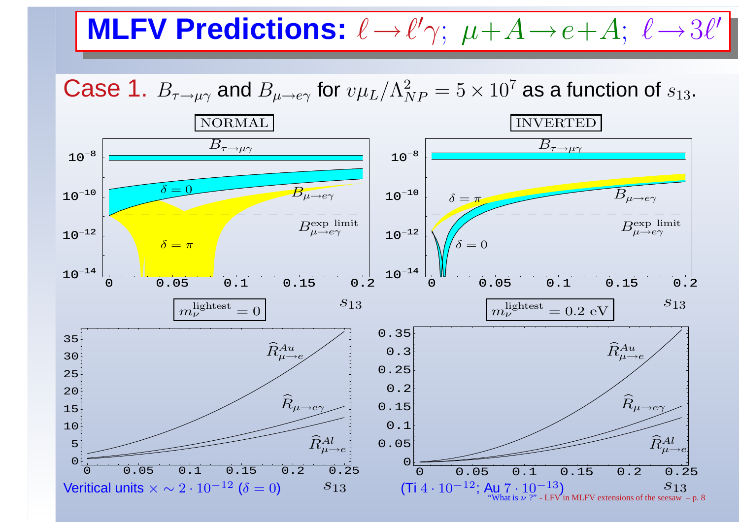# MLFV Predictions: $\ell \to \ell' \gamma$; $\mu + A \to e + A$; $\ell \to 3\ell'$

**Case 1.** $B_{\tau\to\mu\gamma}$ and $B_{\mu\to e\gamma}$ for $v\mu_L/\Lambda^2_{NP} = 5\times 10^7$ as a function of $s_{13}$.

NORMAL — $m_\nu^{\text{lightest}} = 0$

INVERTED — $m_\nu^{\text{lightest}} = 0.2$ eV

Veritical units $\times \sim 2\cdot 10^{-12}$ ($\delta = 0$)

(Ti $4\cdot 10^{-12}$; Au $7\cdot 10^{-13}$)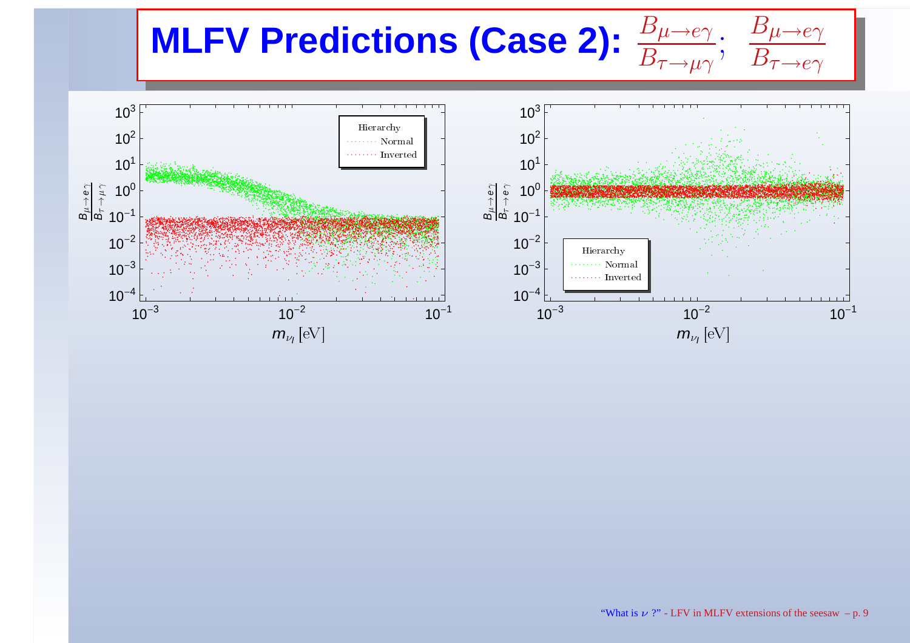# MLFV Predictions (Case 2): $\frac{B_{\mu\to e\gamma}}{B_{\tau\to\mu\gamma}}$; $\frac{B_{\mu\to e\gamma}}{B_{\tau\to e\gamma}}$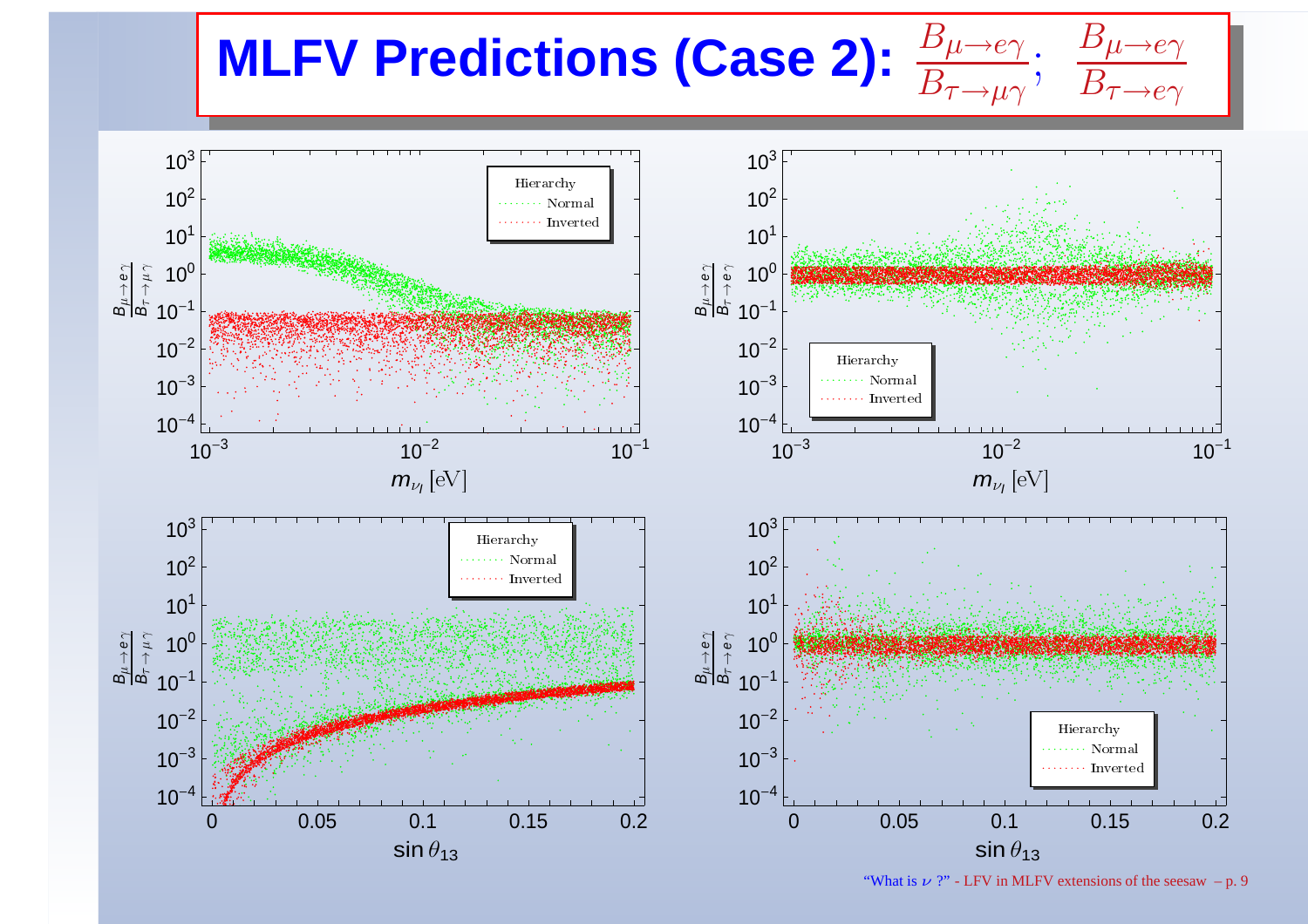# MLFV Predictions (Case 2): $\frac{B_{\mu\to e\gamma}}{B_{\tau\to\mu\gamma}}$; $\frac{B_{\mu\to e\gamma}}{B_{\tau\to e\gamma}}$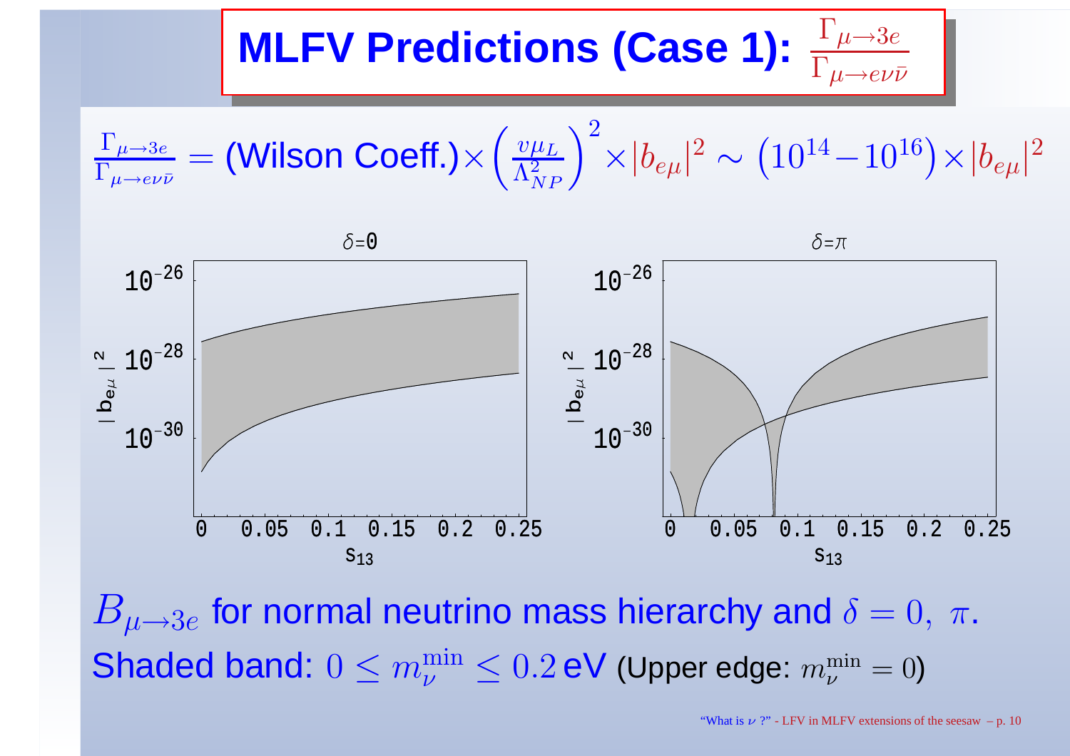# MLFV Predictions (Case 1): $\frac{\Gamma_{\mu\to 3e}}{\Gamma_{\mu\to e\nu\bar{\nu}}}$

$$\frac{\Gamma_{\mu\to 3e}}{\Gamma_{\mu\to e\nu\bar{\nu}}} = \text{(Wilson Coeff.)} \times \left(\frac{v\mu_L}{\Lambda_{NP}^2}\right)^2 \times |b_{e\mu}|^2 \sim \left(10^{14} - 10^{16}\right) \times |b_{e\mu}|^2$$

$\delta=0$

$\delta=\pi$

$|b_{e\mu}|^2$

$s_{13}$

$B_{\mu\to 3e}$ for normal neutrino mass hierarchy and $\delta = 0,\ \pi$.

Shaded band: $0 \leq m_\nu^{\min} \leq 0.2$ eV (Upper edge: $m_\nu^{\min} = 0$)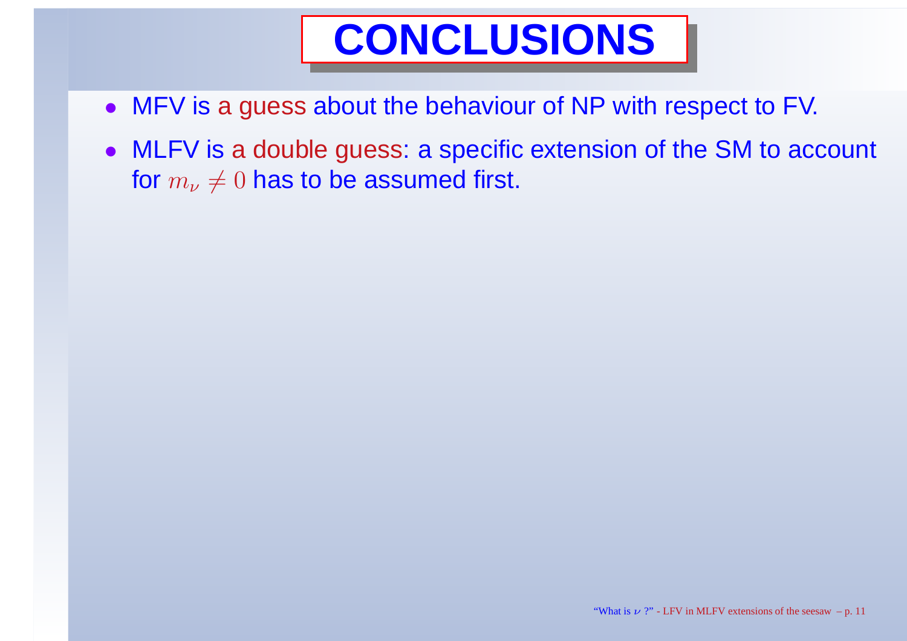# CONCLUSIONS

- MFV is a guess about the behaviour of NP with respect to FV.
- MLFV is a double guess: a specific extension of the SM to account for $m_\nu \neq 0$ has to be assumed first.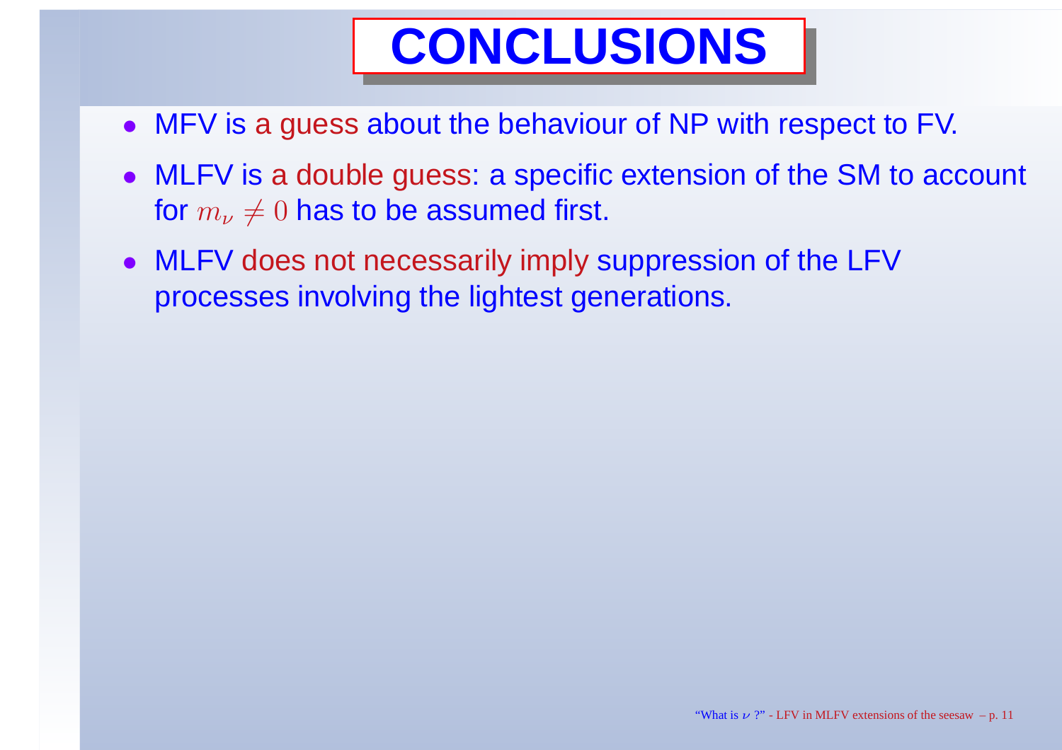# CONCLUSIONS

- MFV is a guess about the behaviour of NP with respect to FV.
- MLFV is a double guess: a specific extension of the SM to account for $m_\nu \neq 0$ has to be assumed first.
- MLFV does not necessarily imply suppression of the LFV processes involving the lightest generations.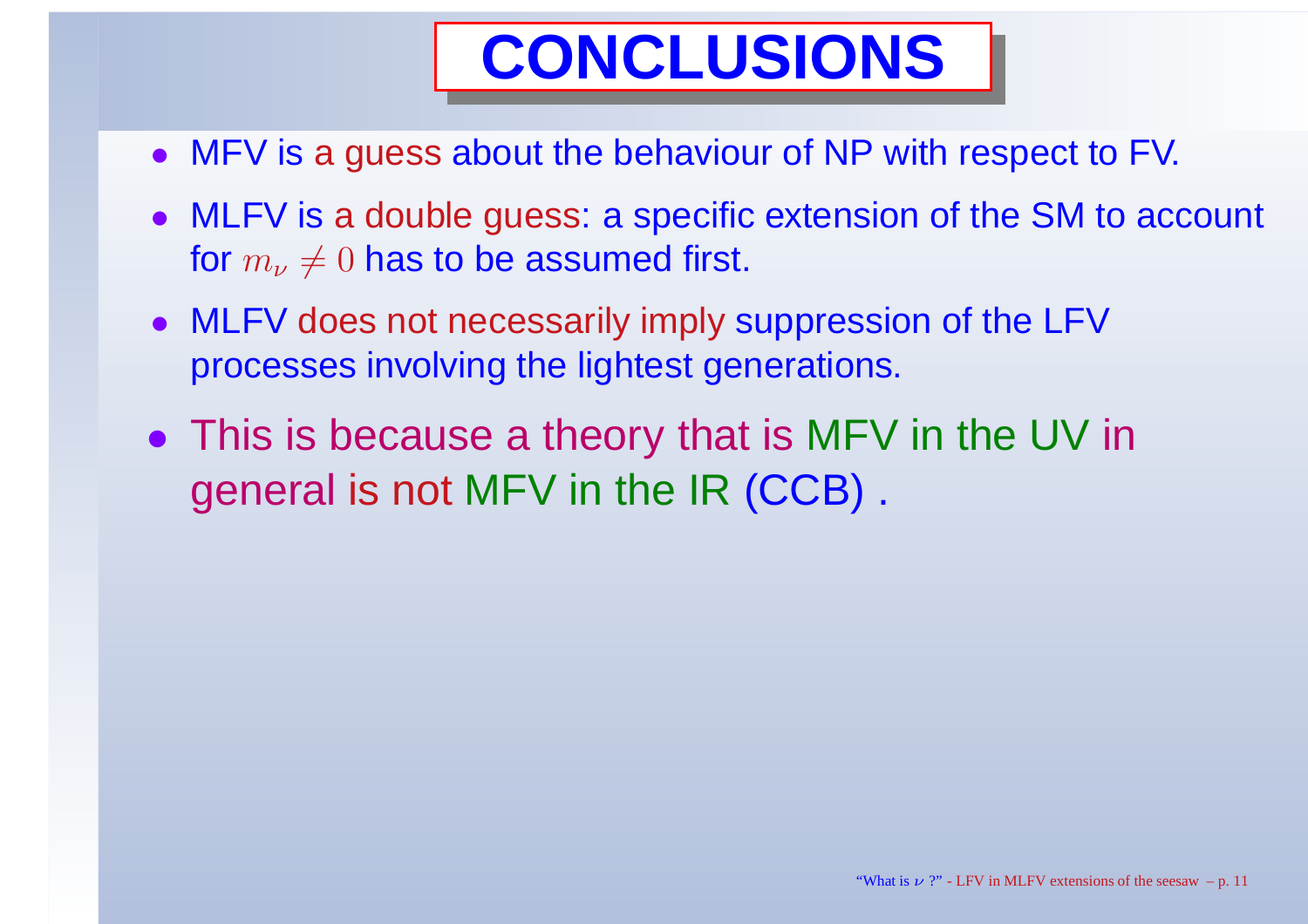# CONCLUSIONS

- MFV is a guess about the behaviour of NP with respect to FV.
- MLFV is a double guess: a specific extension of the SM to account for $m_\nu \neq 0$ has to be assumed first.
- MLFV does not necessarily imply suppression of the LFV processes involving the lightest generations.
- This is because a theory that is MFV in the UV in general is not MFV in the IR (CCB) .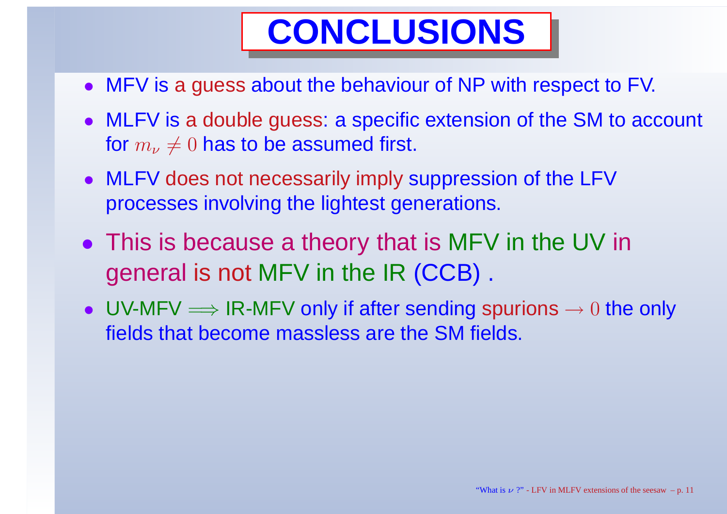# CONCLUSIONS

- MFV is a guess about the behaviour of NP with respect to FV.
- MLFV is a double guess: a specific extension of the SM to account for $m_\nu \neq 0$ has to be assumed first.
- MLFV does not necessarily imply suppression of the LFV processes involving the lightest generations.
- This is because a theory that is MFV in the UV in general is not MFV in the IR (CCB) .
- UV-MFV $\Longrightarrow$ IR-MFV only if after sending spurions $\to 0$ the only fields that become massless are the SM fields.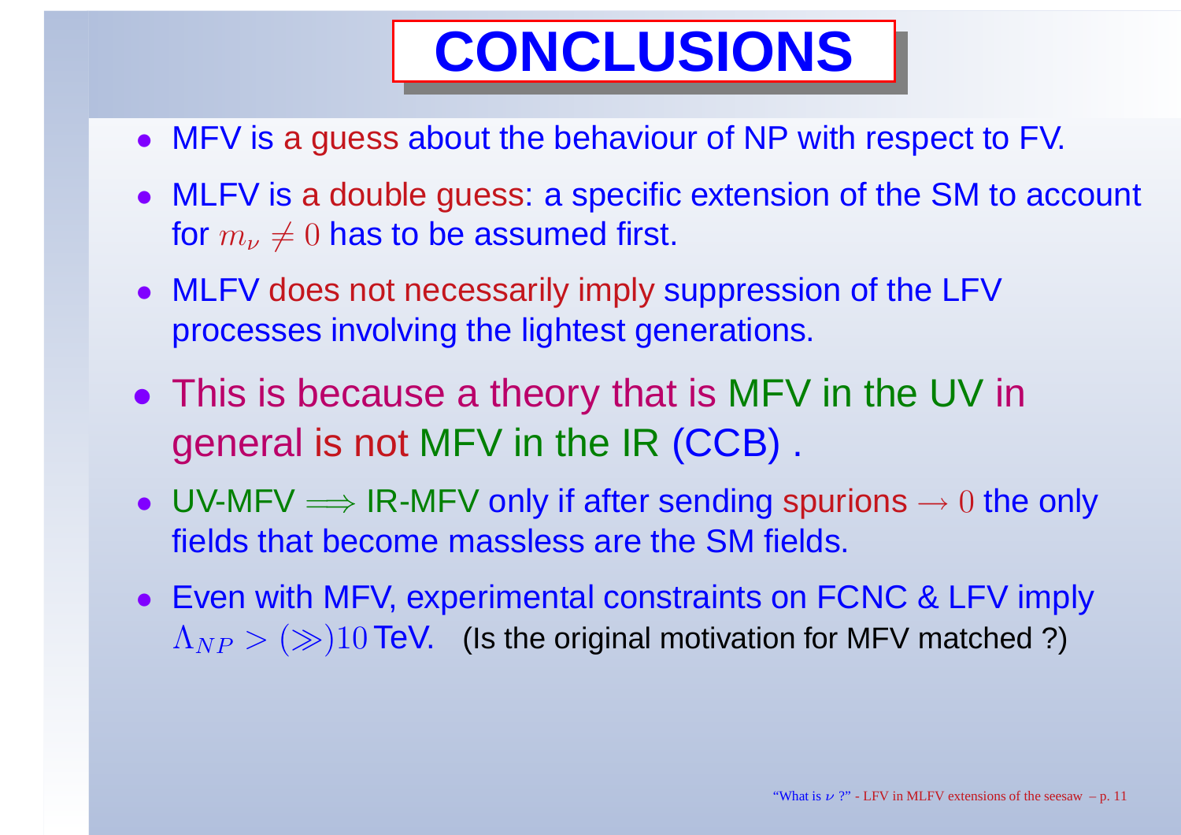# CONCLUSIONS

- MFV is a guess about the behaviour of NP with respect to FV.
- MLFV is a double guess: a specific extension of the SM to account for $m_\nu \neq 0$ has to be assumed first.
- MLFV does not necessarily imply suppression of the LFV processes involving the lightest generations.
- This is because a theory that is MFV in the UV in general is not MFV in the IR (CCB) .
- UV-MFV $\Longrightarrow$ IR-MFV only if after sending spurions $\to 0$ the only fields that become massless are the SM fields.
- Even with MFV, experimental constraints on FCNC & LFV imply $\Lambda_{NP} > (\gg) 10$ TeV. (Is the original motivation for MFV matched ?)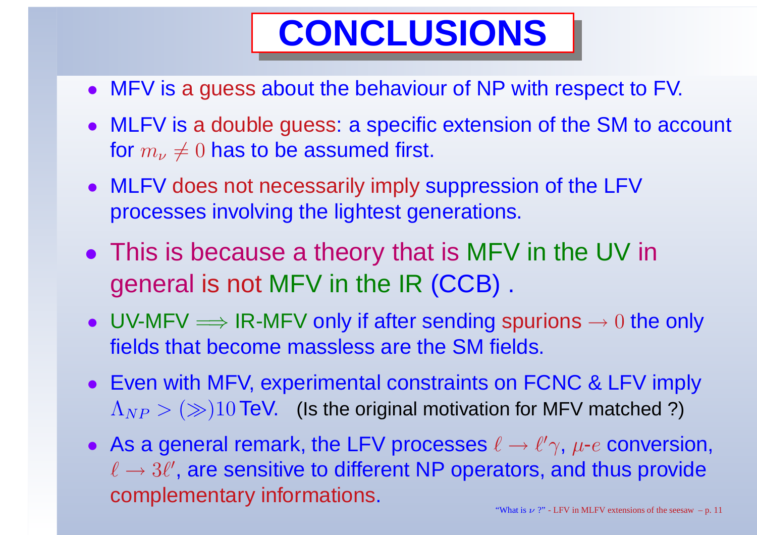# CONCLUSIONS

- MFV is a guess about the behaviour of NP with respect to FV.
- MLFV is a double guess: a specific extension of the SM to account for $m_\nu \neq 0$ has to be assumed first.
- MLFV does not necessarily imply suppression of the LFV processes involving the lightest generations.
- This is because a theory that is MFV in the UV in general is not MFV in the IR (CCB) .
- UV-MFV $\Longrightarrow$ IR-MFV only if after sending spurions $\to 0$ the only fields that become massless are the SM fields.
- Even with MFV, experimental constraints on FCNC & LFV imply $\Lambda_{NP} > (\gg) 10$ TeV. (Is the original motivation for MFV matched ?)
- As a general remark, the LFV processes $\ell \to \ell' \gamma$, $\mu$-$e$ conversion, $\ell \to 3\ell'$, are sensitive to different NP operators, and thus provide complementary informations.